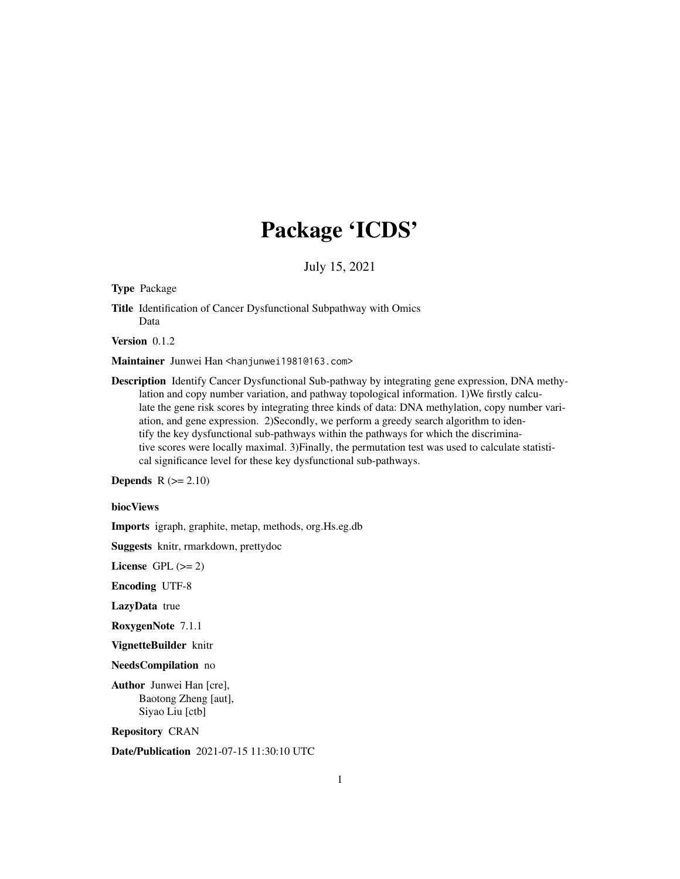# Package 'ICDS'

July 15, 2021

**Type** Package

**Title** Identification of Cancer Dysfunctional Subpathway with Omics Data

**Version** 0.1.2

**Maintainer** Junwei Han <hanjunwei1981@163.com>

**Description** Identify Cancer Dysfunctional Sub-pathway by integrating gene expression, DNA methylation and copy number variation, and pathway topological information. 1)We firstly calculate the gene risk scores by integrating three kinds of data: DNA methylation, copy number variation, and gene expression. 2)Secondly, we perform a greedy search algorithm to identify the key dysfunctional sub-pathways within the pathways for which the discriminative scores were locally maximal. 3)Finally, the permutation test was used to calculate statistical significance level for these key dysfunctional sub-pathways.

**Depends** R (>= 2.10)

**biocViews**

**Imports** igraph, graphite, metap, methods, org.Hs.eg.db

**Suggests** knitr, rmarkdown, prettydoc

**License** GPL (>= 2)

**Encoding** UTF-8

**LazyData** true

**RoxygenNote** 7.1.1

**VignetteBuilder** knitr

**NeedsCompilation** no

**Author** Junwei Han [cre],
Baotong Zheng [aut],
Siyao Liu [ctb]

**Repository** CRAN

**Date/Publication** 2021-07-15 11:30:10 UTC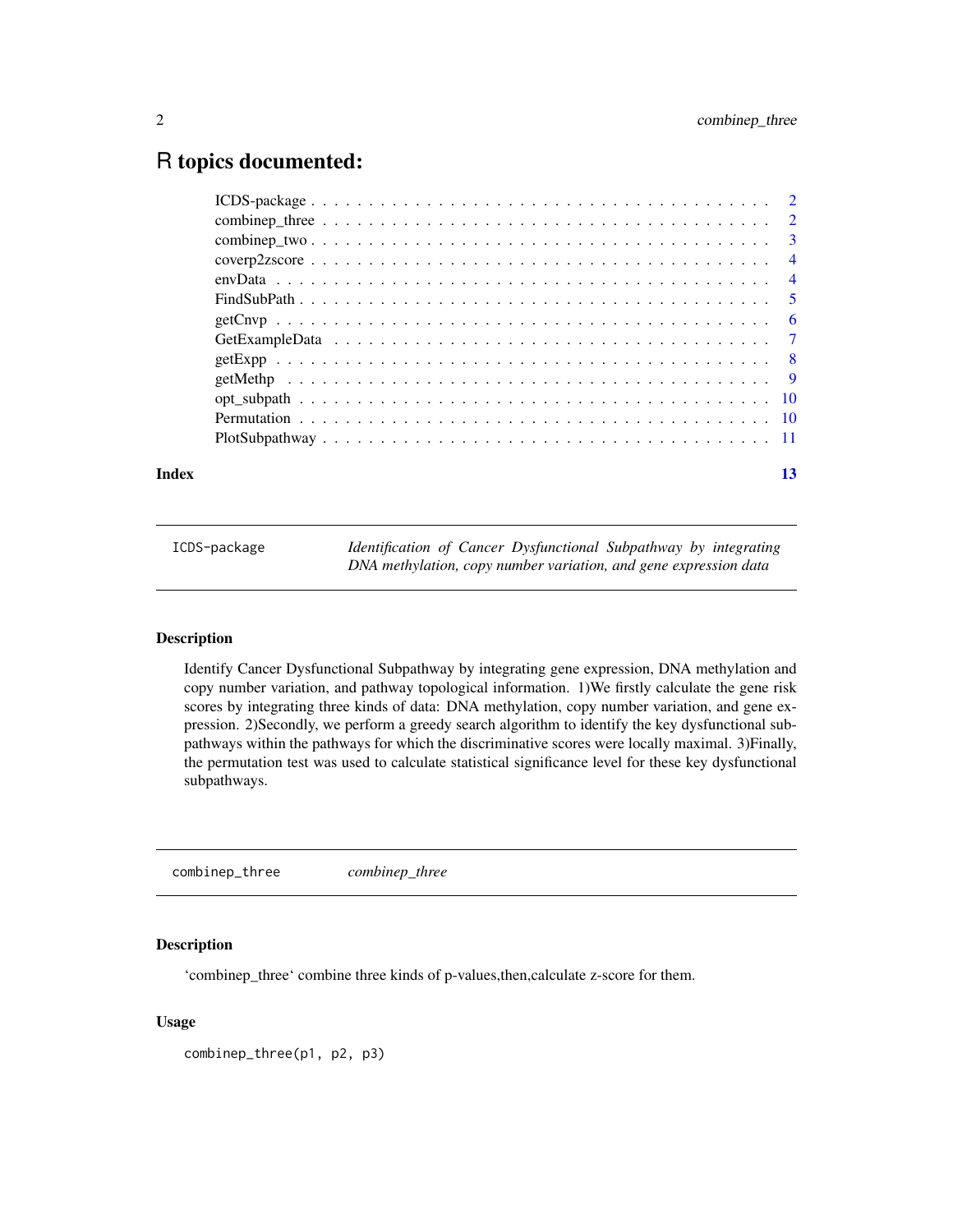# R topics documented:

| | |
|---|---|
| ICDS-package | 2 |
| combinep_three | 2 |
| combinep_two | 3 |
| coverp2zscore | 4 |
| envData | 4 |
| FindSubPath | 5 |
| getCnvp | 6 |
| GetExampleData | 7 |
| getExpp | 8 |
| getMethp | 9 |
| opt_subpath | 10 |
| Permutation | 10 |
| PlotSubpathway | 11 |
| **Index** | **13** |

---

`ICDS-package` *Identification of Cancer Dysfunctional Subpathway by integrating DNA methylation, copy number variation, and gene expression data*

---

### Description

Identify Cancer Dysfunctional Subpathway by integrating gene expression, DNA methylation and copy number variation, and pathway topological information. 1)We firstly calculate the gene risk scores by integrating three kinds of data: DNA methylation, copy number variation, and gene expression. 2)Secondly, we perform a greedy search algorithm to identify the key dysfunctional subpathways within the pathways for which the discriminative scores were locally maximal. 3)Finally, the permutation test was used to calculate statistical significance level for these key dysfunctional subpathways.

---

`combinep_three` *combinep_three*

---

### Description

'combinep_three' combine three kinds of p-values,then,calculate z-score for them.

### Usage

```
combinep_three(p1, p2, p3)
```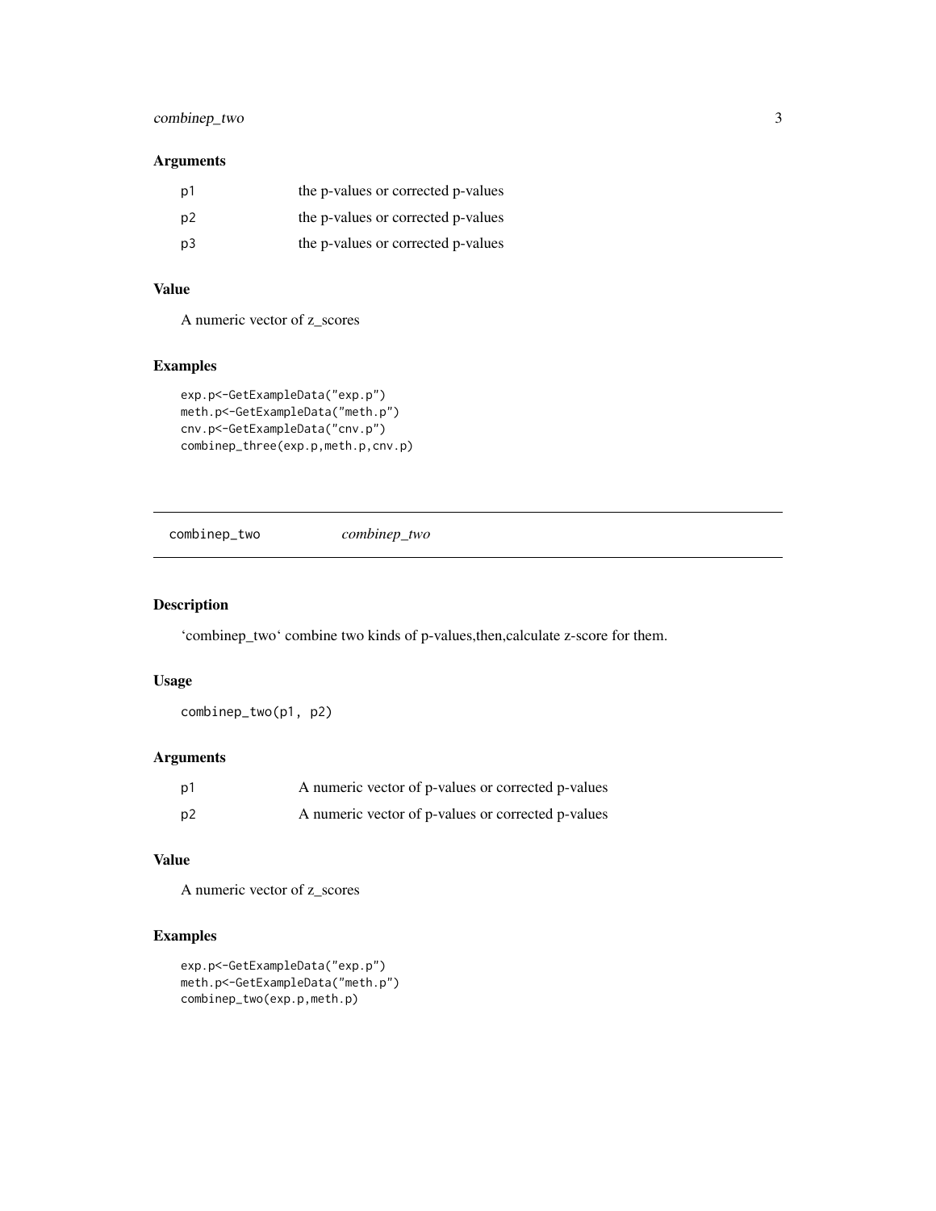## Arguments

| | |
|---|---|
| p1 | the p-values or corrected p-values |
| p2 | the p-values or corrected p-values |
| p3 | the p-values or corrected p-values |

## Value

A numeric vector of z_scores

## Examples

```
exp.p<-GetExampleData("exp.p")
meth.p<-GetExampleData("meth.p")
cnv.p<-GetExampleData("cnv.p")
combinep_three(exp.p,meth.p,cnv.p)
```

---

# combinep_two *combinep_two*

---

## Description

'combinep_two' combine two kinds of p-values,then,calculate z-score for them.

## Usage

```
combinep_two(p1, p2)
```

## Arguments

| | |
|---|---|
| p1 | A numeric vector of p-values or corrected p-values |
| p2 | A numeric vector of p-values or corrected p-values |

## Value

A numeric vector of z_scores

## Examples

```
exp.p<-GetExampleData("exp.p")
meth.p<-GetExampleData("meth.p")
combinep_two(exp.p,meth.p)
```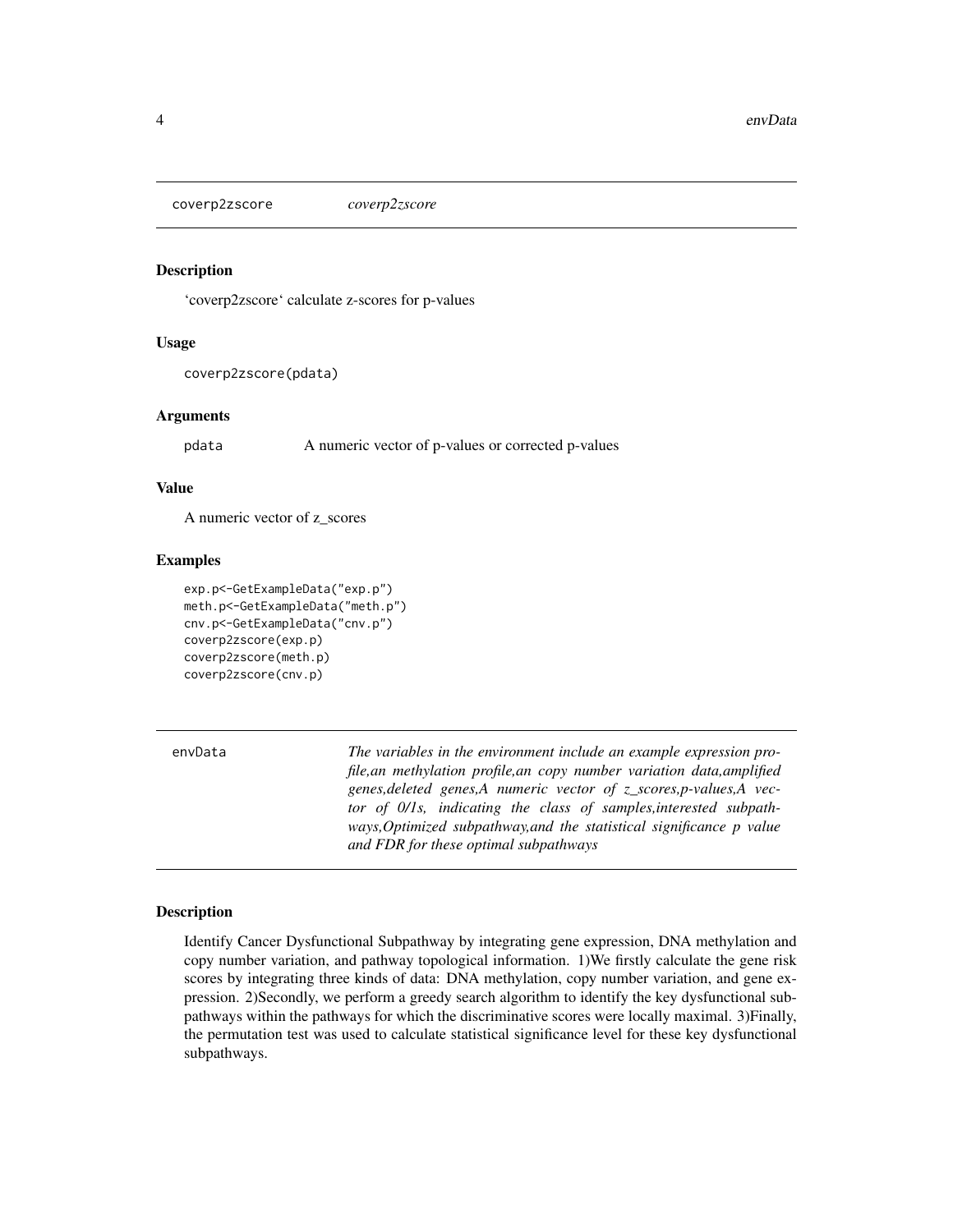## coverp2zscore *coverp2zscore*

### Description

'coverp2zscore' calculate z-scores for p-values

### Usage

```
coverp2zscore(pdata)
```

### Arguments

pdata A numeric vector of p-values or corrected p-values

### Value

A numeric vector of z_scores

### Examples

```
exp.p<-GetExampleData("exp.p")
meth.p<-GetExampleData("meth.p")
cnv.p<-GetExampleData("cnv.p")
coverp2zscore(exp.p)
coverp2zscore(meth.p)
coverp2zscore(cnv.p)
```

## envData *The variables in the environment include an example expression profile,an methylation profile,an copy number variation data,amplified genes,deleted genes,A numeric vector of z_scores,p-values,A vector of 0/1s, indicating the class of samples,interested subpathways,Optimized subpathway,and the statistical significance p value and FDR for these optimal subpathways*

### Description

Identify Cancer Dysfunctional Subpathway by integrating gene expression, DNA methylation and copy number variation, and pathway topological information. 1)We firstly calculate the gene risk scores by integrating three kinds of data: DNA methylation, copy number variation, and gene expression. 2)Secondly, we perform a greedy search algorithm to identify the key dysfunctional subpathways within the pathways for which the discriminative scores were locally maximal. 3)Finally, the permutation test was used to calculate statistical significance level for these key dysfunctional subpathways.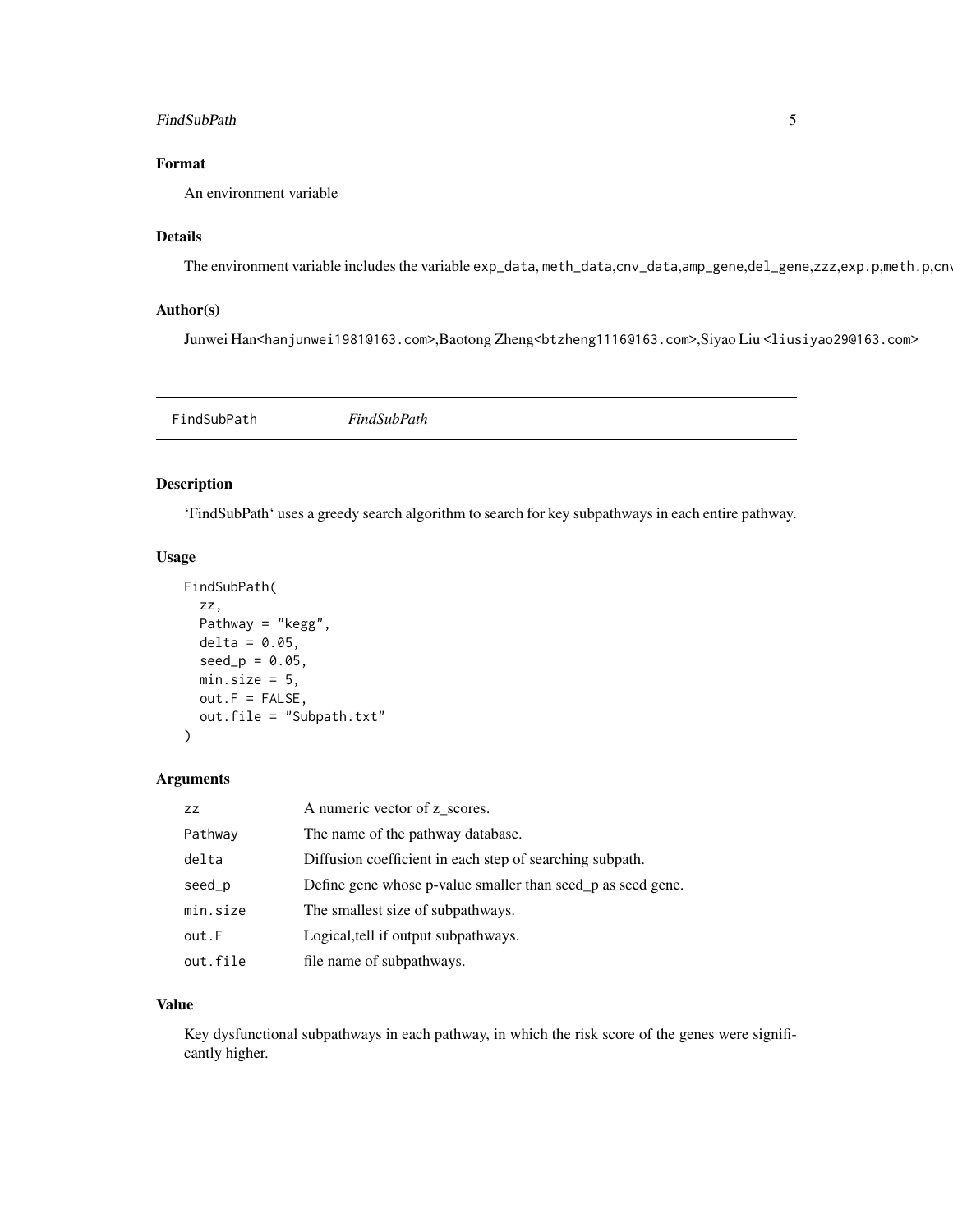## Format

An environment variable

## Details

The environment variable includes the variable exp_data, meth_data,cnv_data,amp_gene,del_gene,zzz,exp.p,meth.p,cnv

## Author(s)

Junwei Han<hanjunwei1981@163.com>,Baotong Zheng<btzheng1116@163.com>,Siyao Liu <liusiyao29@163.com>

---

# FindSubPath *FindSubPath*

---

## Description

'FindSubPath' uses a greedy search algorithm to search for key subpathways in each entire pathway.

## Usage

```
FindSubPath(
  zz,
  Pathway = "kegg",
  delta = 0.05,
  seed_p = 0.05,
  min.size = 5,
  out.F = FALSE,
  out.file = "Subpath.txt"
)
```

## Arguments

| | |
|---|---|
| zz | A numeric vector of z_scores. |
| Pathway | The name of the pathway database. |
| delta | Diffusion coefficient in each step of searching subpath. |
| seed_p | Define gene whose p-value smaller than seed_p as seed gene. |
| min.size | The smallest size of subpathways. |
| out.F | Logical,tell if output subpathways. |
| out.file | file name of subpathways. |

## Value

Key dysfunctional subpathways in each pathway, in which the risk score of the genes were significantly higher.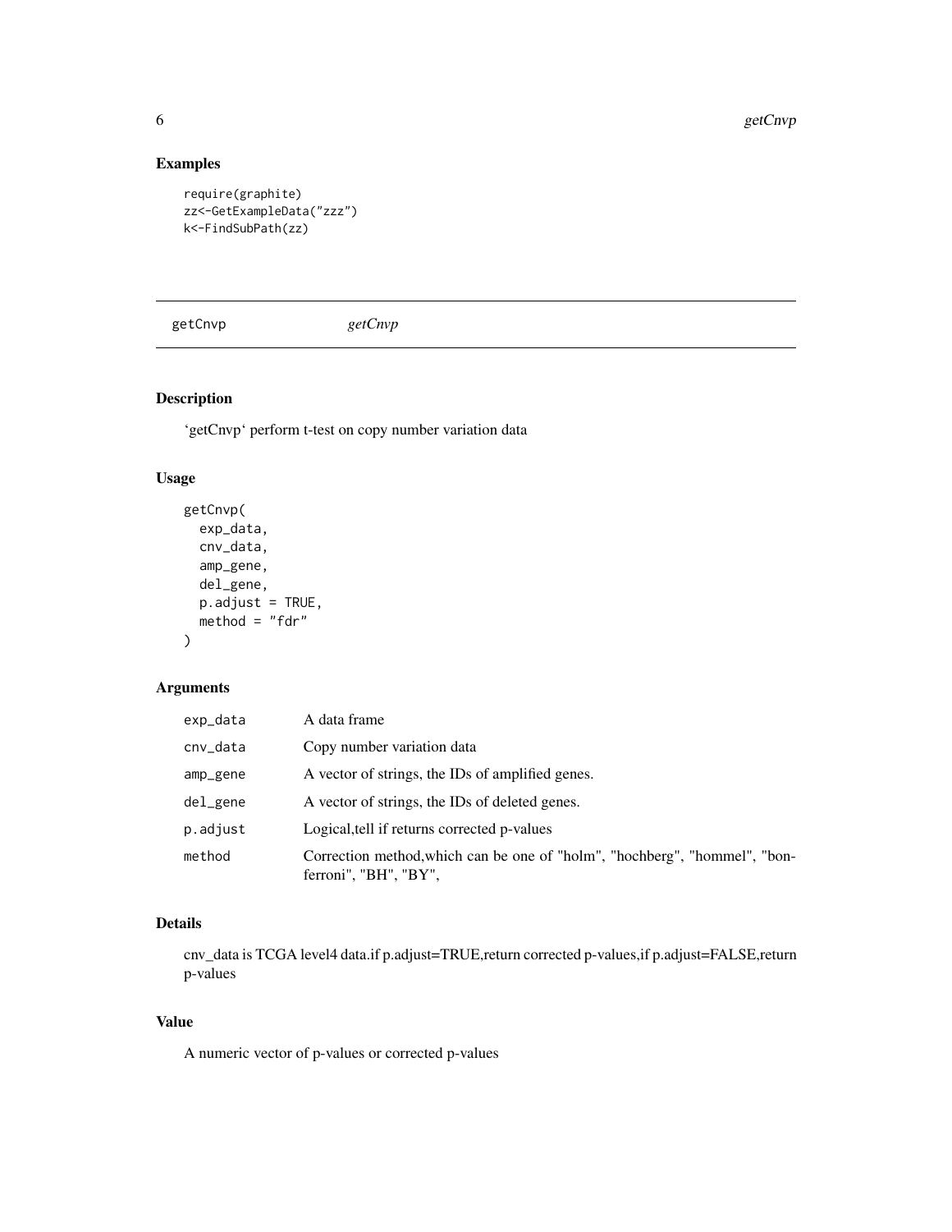## Examples

```
require(graphite)
zz<-GetExampleData("zzz")
k<-FindSubPath(zz)
```

---

# getCnvp *getCnvp*

---

## Description

'getCnvp' perform t-test on copy number variation data

## Usage

```
getCnvp(
  exp_data,
  cnv_data,
  amp_gene,
  del_gene,
  p.adjust = TRUE,
  method = "fdr"
)
```

## Arguments

| | |
|---|---|
| exp_data | A data frame |
| cnv_data | Copy number variation data |
| amp_gene | A vector of strings, the IDs of amplified genes. |
| del_gene | A vector of strings, the IDs of deleted genes. |
| p.adjust | Logical,tell if returns corrected p-values |
| method | Correction method,which can be one of "holm", "hochberg", "hommel", "bonferroni", "BH", "BY", |

## Details

cnv_data is TCGA level4 data.if p.adjust=TRUE,return corrected p-values,if p.adjust=FALSE,return p-values

## Value

A numeric vector of p-values or corrected p-values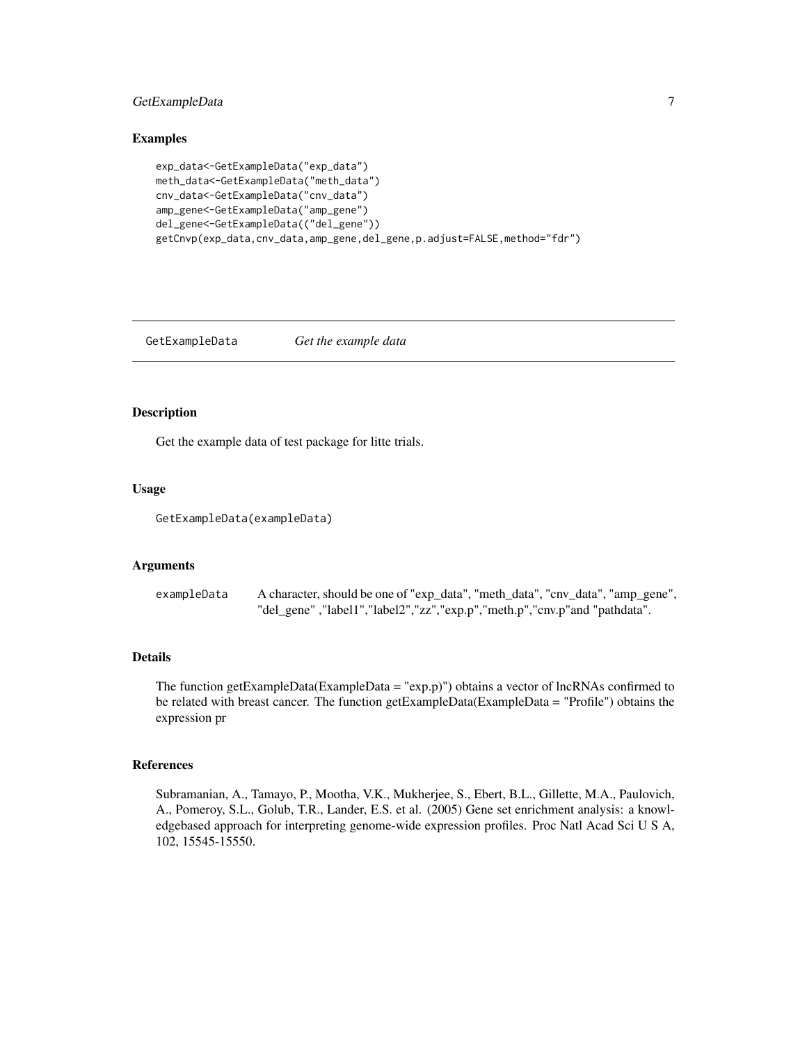## Examples

```
exp_data<-GetExampleData("exp_data")
meth_data<-GetExampleData("meth_data")
cnv_data<-GetExampleData("cnv_data")
amp_gene<-GetExampleData("amp_gene")
del_gene<-GetExampleData(("del_gene"))
getCnvp(exp_data,cnv_data,amp_gene,del_gene,p.adjust=FALSE,method="fdr")
```

---

# GetExampleData    *Get the example data*

---

## Description

Get the example data of test package for litte trials.

## Usage

```
GetExampleData(exampleData)
```

## Arguments

| | |
|---|---|
| exampleData | A character, should be one of "exp_data", "meth_data", "cnv_data", "amp_gene", "del_gene" ,"label1","label2","zz","exp.p","meth.p","cnv.p"and "pathdata". |

## Details

The function getExampleData(ExampleData = "exp.p)") obtains a vector of lncRNAs confirmed to be related with breast cancer. The function getExampleData(ExampleData = "Profile") obtains the expression pr

## References

Subramanian, A., Tamayo, P., Mootha, V.K., Mukherjee, S., Ebert, B.L., Gillette, M.A., Paulovich, A., Pomeroy, S.L., Golub, T.R., Lander, E.S. et al. (2005) Gene set enrichment analysis: a knowledgebased approach for interpreting genome-wide expression profiles. Proc Natl Acad Sci U S A, 102, 15545-15550.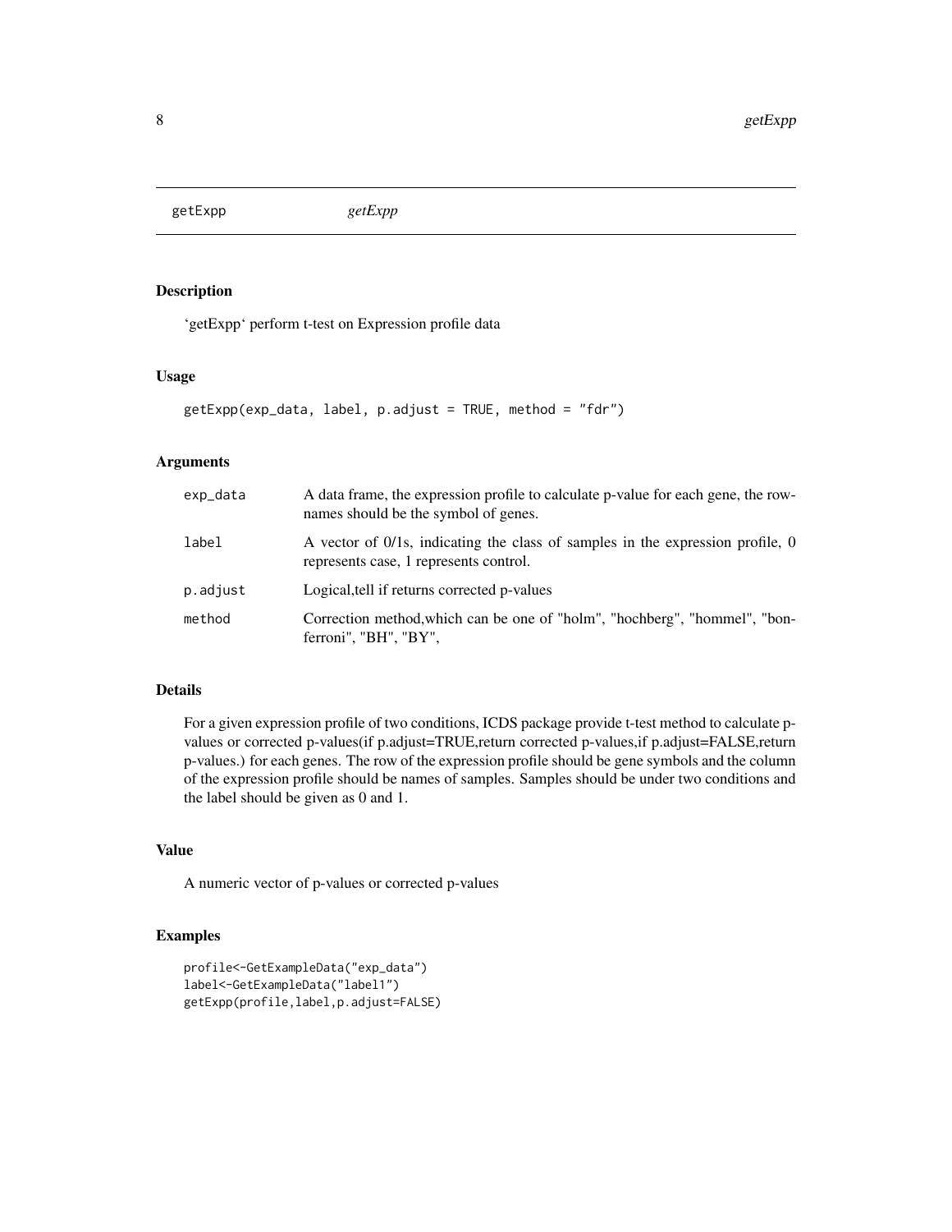## getExpp *getExpp*

### Description

'getExpp' perform t-test on Expression profile data

### Usage

```
getExpp(exp_data, label, p.adjust = TRUE, method = "fdr")
```

### Arguments

| | |
|---|---|
| exp_data | A data frame, the expression profile to calculate p-value for each gene, the rownames should be the symbol of genes. |
| label | A vector of 0/1s, indicating the class of samples in the expression profile, 0 represents case, 1 represents control. |
| p.adjust | Logical,tell if returns corrected p-values |
| method | Correction method,which can be one of "holm", "hochberg", "hommel", "bonferroni", "BH", "BY", |

### Details

For a given expression profile of two conditions, ICDS package provide t-test method to calculate p-values or corrected p-values(if p.adjust=TRUE,return corrected p-values,if p.adjust=FALSE,return p-values.) for each genes. The row of the expression profile should be gene symbols and the column of the expression profile should be names of samples. Samples should be under two conditions and the label should be given as 0 and 1.

### Value

A numeric vector of p-values or corrected p-values

### Examples

```
profile<-GetExampleData("exp_data")
label<-GetExampleData("label1")
getExpp(profile,label,p.adjust=FALSE)
```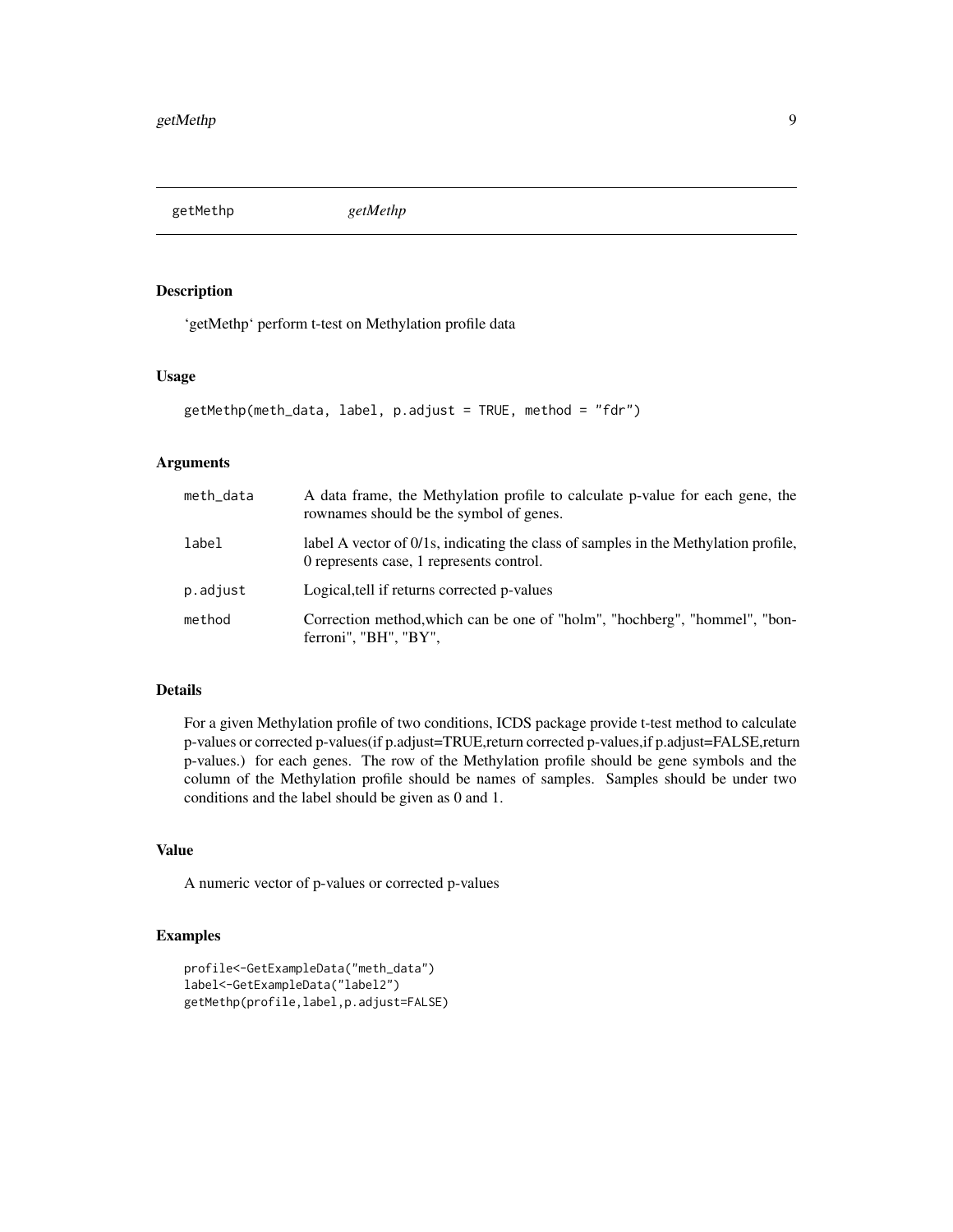## getMethp *getMethp*

### Description

'getMethp' perform t-test on Methylation profile data

### Usage

```
getMethp(meth_data, label, p.adjust = TRUE, method = "fdr")
```

### Arguments

| | |
|---|---|
| meth_data | A data frame, the Methylation profile to calculate p-value for each gene, the rownames should be the symbol of genes. |
| label | label A vector of 0/1s, indicating the class of samples in the Methylation profile, 0 represents case, 1 represents control. |
| p.adjust | Logical,tell if returns corrected p-values |
| method | Correction method,which can be one of "holm", "hochberg", "hommel", "bonferroni", "BH", "BY", |

### Details

For a given Methylation profile of two conditions, ICDS package provide t-test method to calculate p-values or corrected p-values(if p.adjust=TRUE,return corrected p-values,if p.adjust=FALSE,return p-values.) for each genes. The row of the Methylation profile should be gene symbols and the column of the Methylation profile should be names of samples. Samples should be under two conditions and the label should be given as 0 and 1.

### Value

A numeric vector of p-values or corrected p-values

### Examples

```
profile<-GetExampleData("meth_data")
label<-GetExampleData("label2")
getMethp(profile,label,p.adjust=FALSE)
```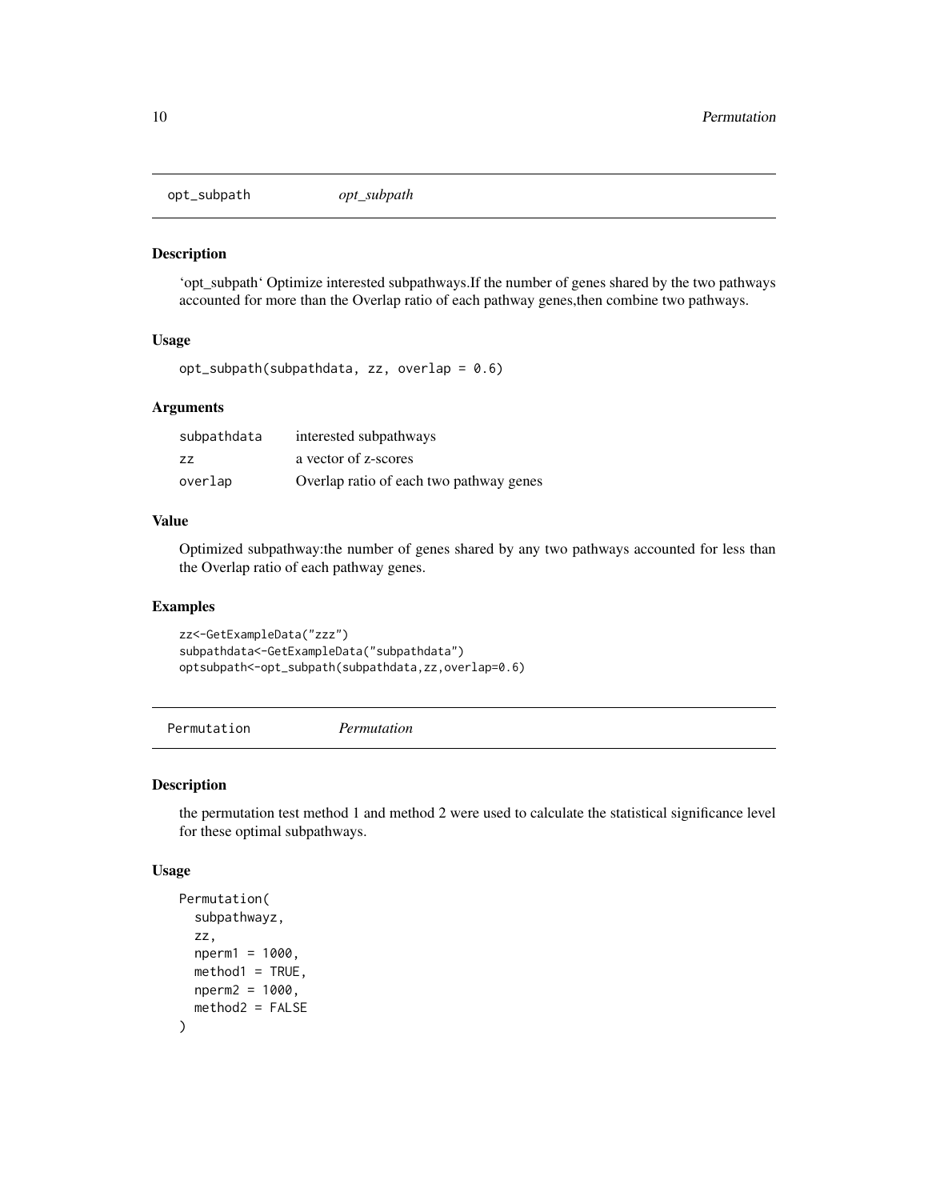## opt_subpath *opt_subpath*

### Description

'opt_subpath' Optimize interested subpathways.If the number of genes shared by the two pathways accounted for more than the Overlap ratio of each pathway genes,then combine two pathways.

### Usage

```
opt_subpath(subpathdata, zz, overlap = 0.6)
```

### Arguments

| | |
|---|---|
| subpathdata | interested subpathways |
| zz | a vector of z-scores |
| overlap | Overlap ratio of each two pathway genes |

### Value

Optimized subpathway:the number of genes shared by any two pathways accounted for less than the Overlap ratio of each pathway genes.

### Examples

```
zz<-GetExampleData("zzz")
subpathdata<-GetExampleData("subpathdata")
optsubpath<-opt_subpath(subpathdata,zz,overlap=0.6)
```

## Permutation *Permutation*

### Description

the permutation test method 1 and method 2 were used to calculate the statistical significance level for these optimal subpathways.

### Usage

```
Permutation(
  subpathwayz,
  zz,
  nperm1 = 1000,
  method1 = TRUE,
  nperm2 = 1000,
  method2 = FALSE
)
```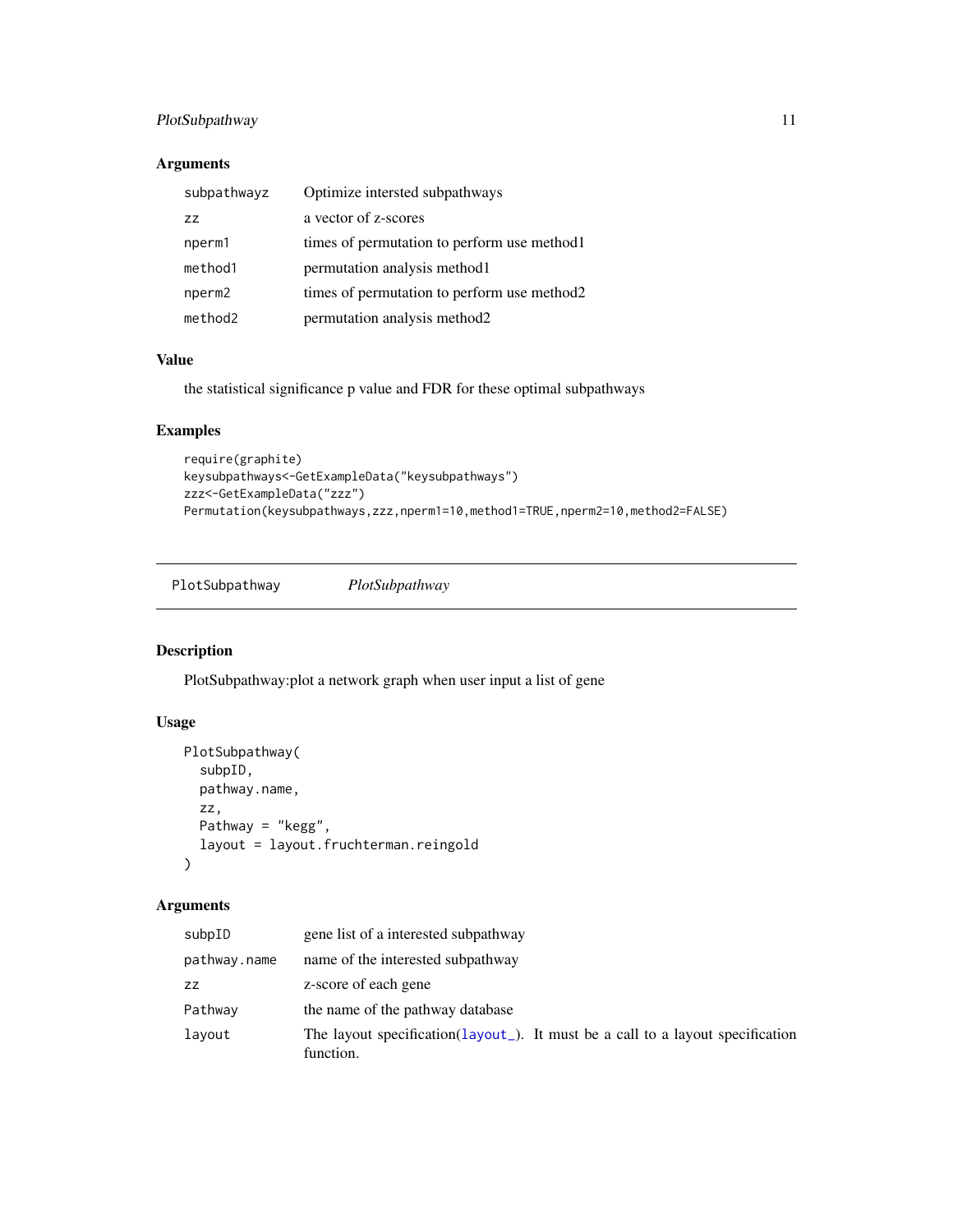### Arguments

| | |
|---|---|
| `subpathwayz` | Optimize intersted subpathways |
| `zz` | a vector of z-scores |
| `nperm1` | times of permutation to perform use method1 |
| `method1` | permutation analysis method1 |
| `nperm2` | times of permutation to perform use method2 |
| `method2` | permutation analysis method2 |

### Value

the statistical significance p value and FDR for these optimal subpathways

### Examples

```
require(graphite)
keysubpathways<-GetExampleData("keysubpathways")
zzz<-GetExampleData("zzz")
Permutation(keysubpathways,zzz,nperm1=10,method1=TRUE,nperm2=10,method2=FALSE)
```

---

## PlotSubpathway    *PlotSubpathway*

### Description

PlotSubpathway:plot a network graph when user input a list of gene

### Usage

```
PlotSubpathway(
  subpID,
  pathway.name,
  zz,
  Pathway = "kegg",
  layout = layout.fruchterman.reingold
)
```

### Arguments

| | |
|---|---|
| `subpID` | gene list of a interested subpathway |
| `pathway.name` | name of the interested subpathway |
| `zz` | z-score of each gene |
| `Pathway` | the name of the pathway database |
| `layout` | The layout specification(layout_). It must be a call to a layout specification function. |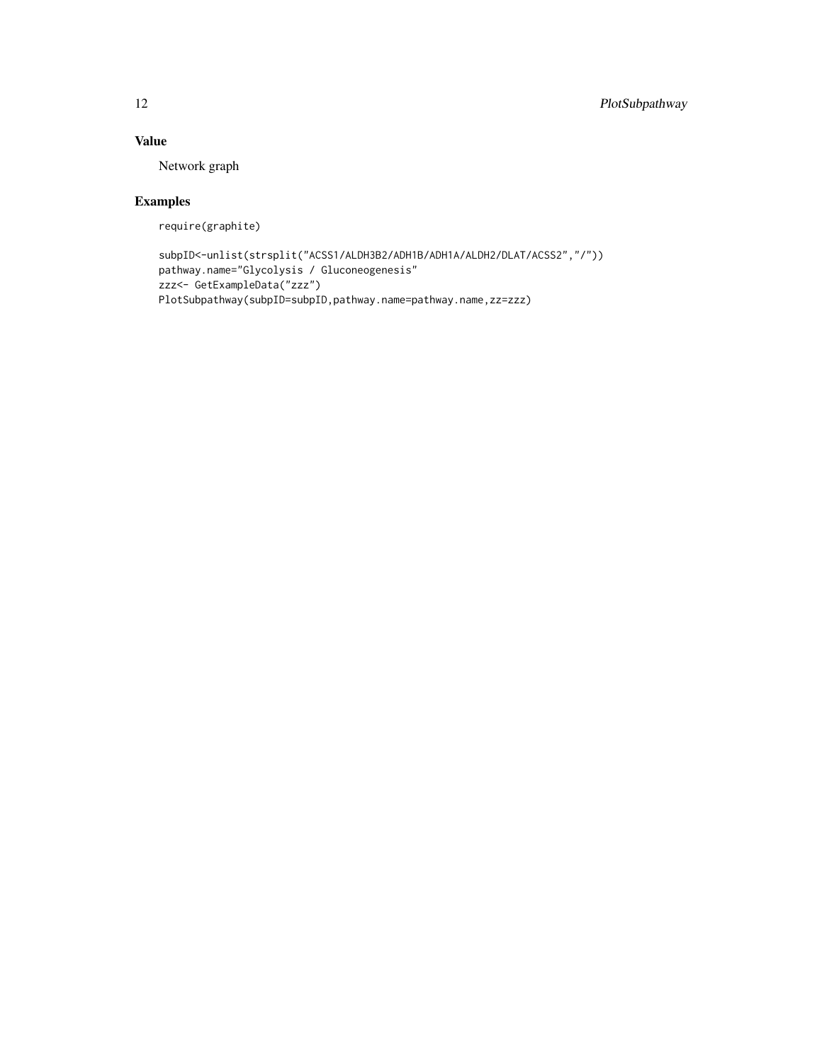## Value

Network graph

## Examples

```
require(graphite)

subpID<-unlist(strsplit("ACSS1/ALDH3B2/ADH1B/ADH1A/ALDH2/DLAT/ACSS2","/"))
pathway.name="Glycolysis / Gluconeogenesis"
zzz<- GetExampleData("zzz")
PlotSubpathway(subpID=subpID,pathway.name=pathway.name,zz=zzz)
```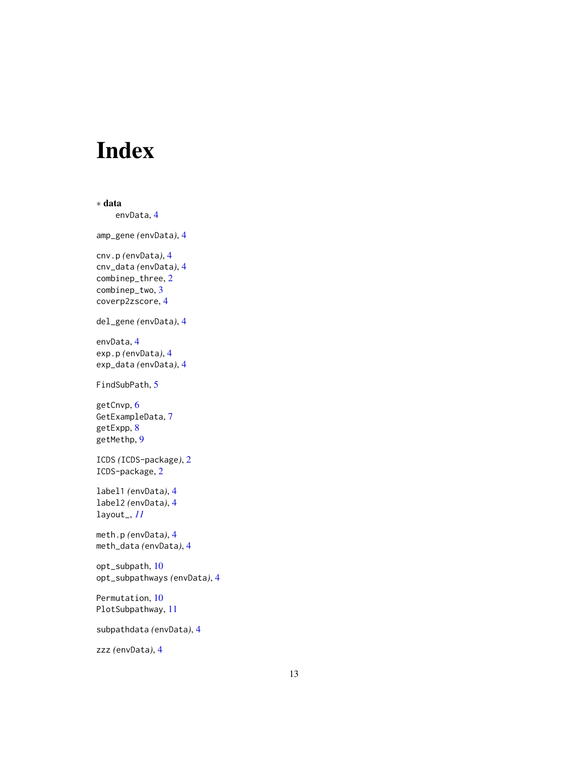# Index

∗ **data**
    envData, 4

amp_gene (envData), 4

cnv.p (envData), 4
cnv_data (envData), 4
combinep_three, 2
combinep_two, 3
coverp2zscore, 4

del_gene (envData), 4

envData, 4
exp.p (envData), 4
exp_data (envData), 4

FindSubPath, 5

getCnvp, 6
GetExampleData, 7
getExpp, 8
getMethp, 9

ICDS (ICDS-package), 2
ICDS-package, 2

label1 (envData), 4
label2 (envData), 4
layout_, *11*

meth.p (envData), 4
meth_data (envData), 4

opt_subpath, 10
opt_subpathways (envData), 4

Permutation, 10
PlotSubpathway, 11

subpathdata (envData), 4

zzz (envData), 4